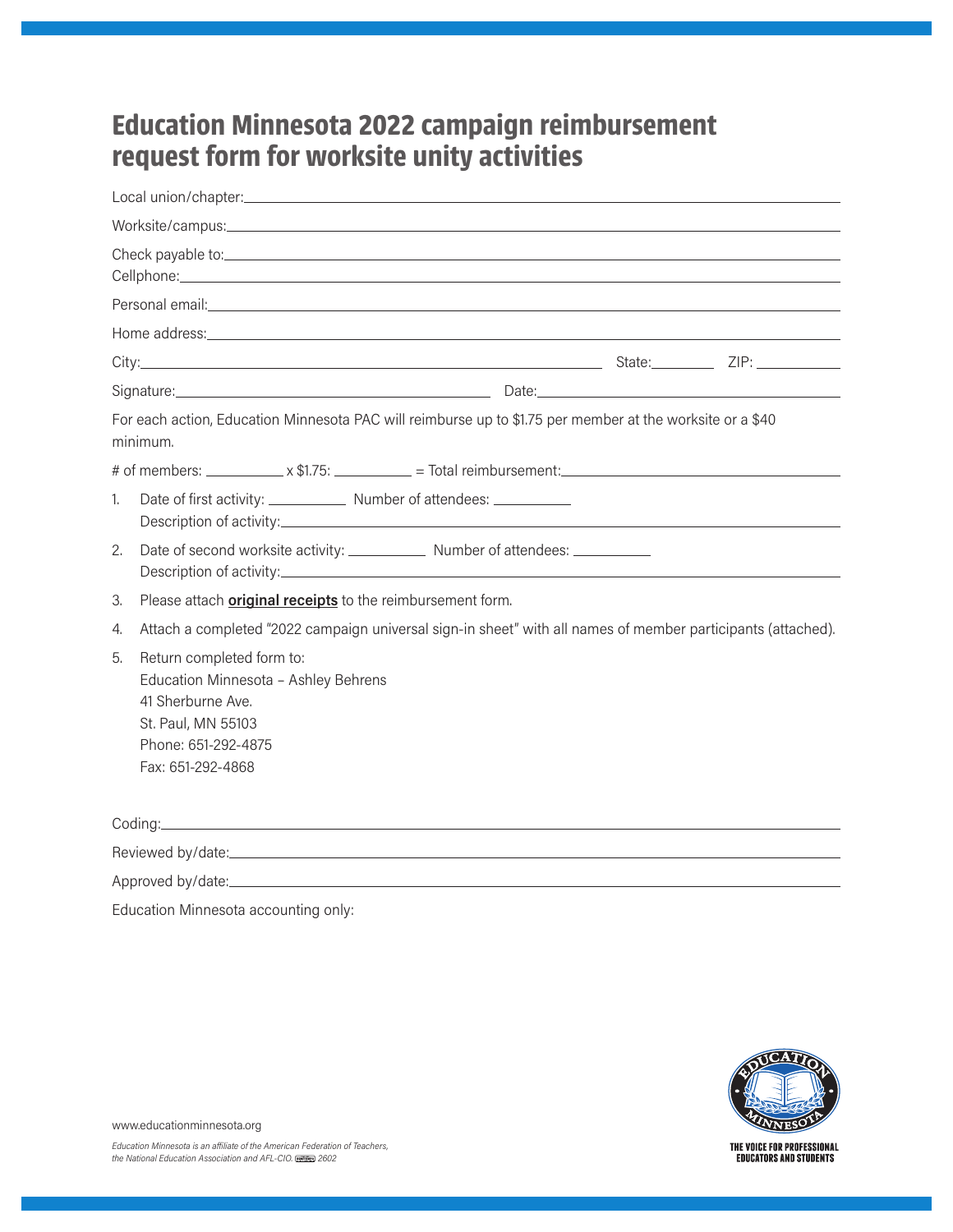# Education Minnesota 2022 campaign reimbursement request form for worksite unity activities

Local union/chapter: ____________________

Worksite/campus: ____________________

Check payable to: ____________________
Cellphone: ____________________

Personal email: ____________________

Home address: ____________________

City: ____________________ State: ________ ZIP: __________

Signature: ____________________ Date: ____________________

For each action, Education Minnesota PAC will reimburse up to $1.75 per member at the worksite or a $40 minimum.

# of members: __________ x $1.75: __________ = Total reimbursement: ____________________

1. Date of first activity: __________ Number of attendees: __________
   Description of activity: ____________________
2. Date of second worksite activity: __________ Number of attendees: __________
   Description of activity: ____________________
3. Please attach **original receipts** to the reimbursement form.
4. Attach a completed "2022 campaign universal sign-in sheet" with all names of member participants (attached).
5. Return completed form to:
   Education Minnesota – Ashley Behrens
   41 Sherburne Ave.
   St. Paul, MN 55103
   Phone: 651-292-4875
   Fax: 651-292-4868

Coding: ____________________

Reviewed by/date: ____________________

Approved by/date: ____________________

Education Minnesota accounting only:

www.educationminnesota.org

*Education Minnesota is an affiliate of the American Federation of Teachers, the National Education Association and AFL-CIO. 2602*

THE VOICE FOR PROFESSIONAL EDUCATORS AND STUDENTS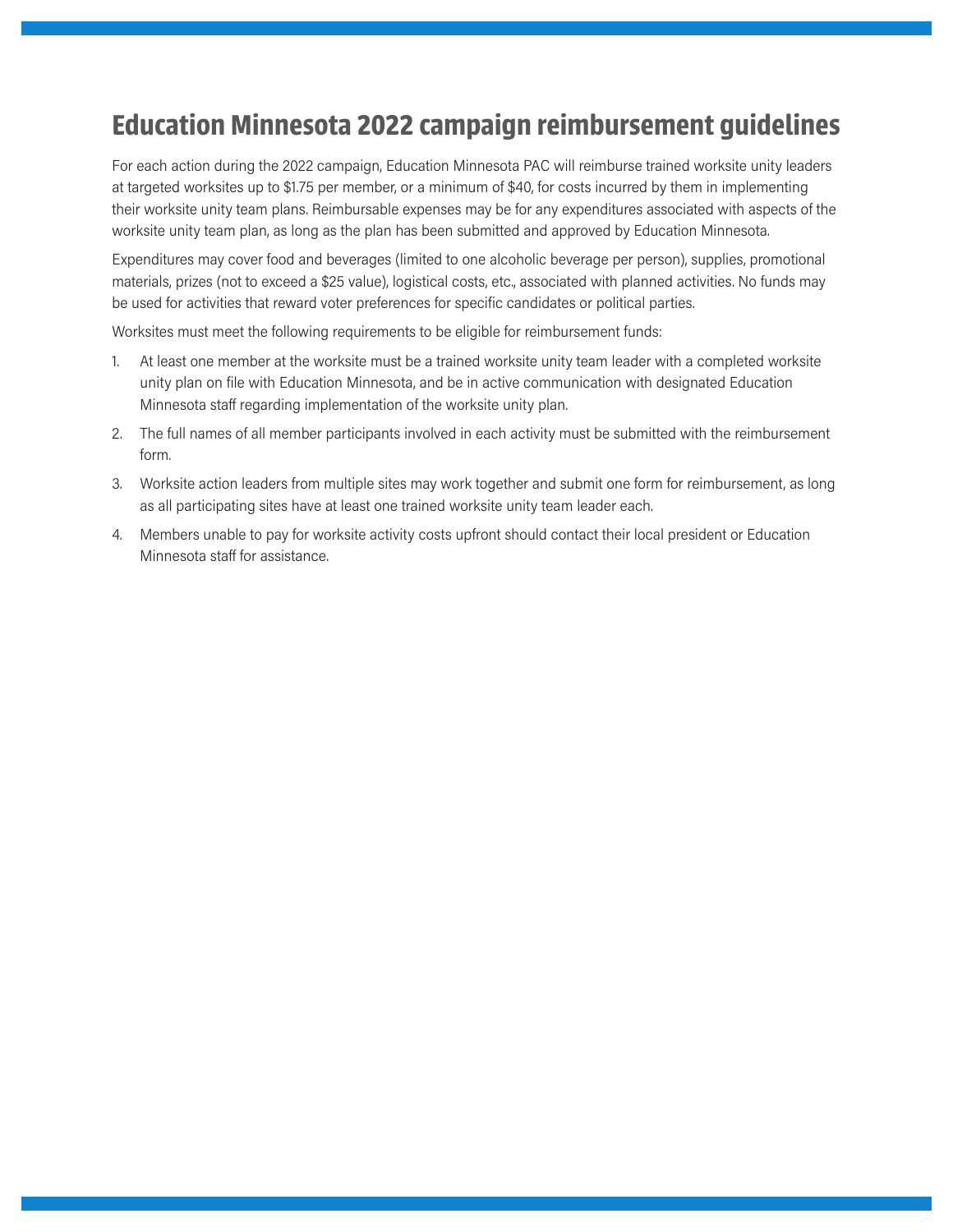# Education Minnesota 2022 campaign reimbursement guidelines

For each action during the 2022 campaign, Education Minnesota PAC will reimburse trained worksite unity leaders at targeted worksites up to $1.75 per member, or a minimum of $40, for costs incurred by them in implementing their worksite unity team plans. Reimbursable expenses may be for any expenditures associated with aspects of the worksite unity team plan, as long as the plan has been submitted and approved by Education Minnesota.

Expenditures may cover food and beverages (limited to one alcoholic beverage per person), supplies, promotional materials, prizes (not to exceed a $25 value), logistical costs, etc., associated with planned activities. No funds may be used for activities that reward voter preferences for specific candidates or political parties.

Worksites must meet the following requirements to be eligible for reimbursement funds:

1. At least one member at the worksite must be a trained worksite unity team leader with a completed worksite unity plan on file with Education Minnesota, and be in active communication with designated Education Minnesota staff regarding implementation of the worksite unity plan.
2. The full names of all member participants involved in each activity must be submitted with the reimbursement form.
3. Worksite action leaders from multiple sites may work together and submit one form for reimbursement, as long as all participating sites have at least one trained worksite unity team leader each.
4. Members unable to pay for worksite activity costs upfront should contact their local president or Education Minnesota staff for assistance.